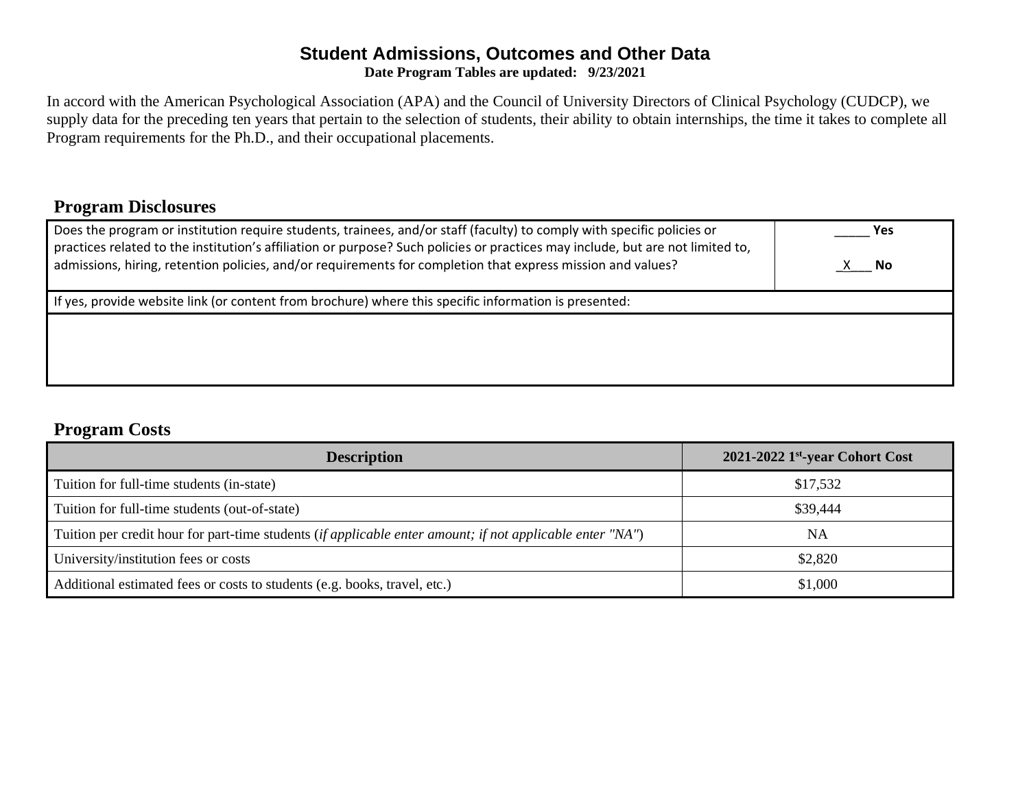# Student Admissions, Outcomes and Other Data

**Date Program Tables are updated: 9/23/2021**

In accord with the American Psychological Association (APA) and the Council of University Directors of Clinical Psychology (CUDCP), we supply data for the preceding ten years that pertain to the selection of students, their ability to obtain internships, the time it takes to complete all Program requirements for the Ph.D., and their occupational placements.

## Program Disclosures

| | |
|---|---|
| Does the program or institution require students, trainees, and/or staff (faculty) to comply with specific policies or practices related to the institution's affiliation or purpose? Such policies or practices may include, but are not limited to, admissions, hiring, retention policies, and/or requirements for completion that express mission and values? | _____ **Yes**<br><br>\_X\_\_\_ **No** |
| If yes, provide website link (or content from brochure) where this specific information is presented: | |
| | |

## Program Costs

| Description | 2021-2022 1st-year Cohort Cost |
|---|---|
| Tuition for full-time students (in-state) | $17,532 |
| Tuition for full-time students (out-of-state) | $39,444 |
| Tuition per credit hour for part-time students (*if applicable enter amount; if not applicable enter "NA"*) | NA |
| University/institution fees or costs | $2,820 |
| Additional estimated fees or costs to students (e.g. books, travel, etc.) | $1,000 |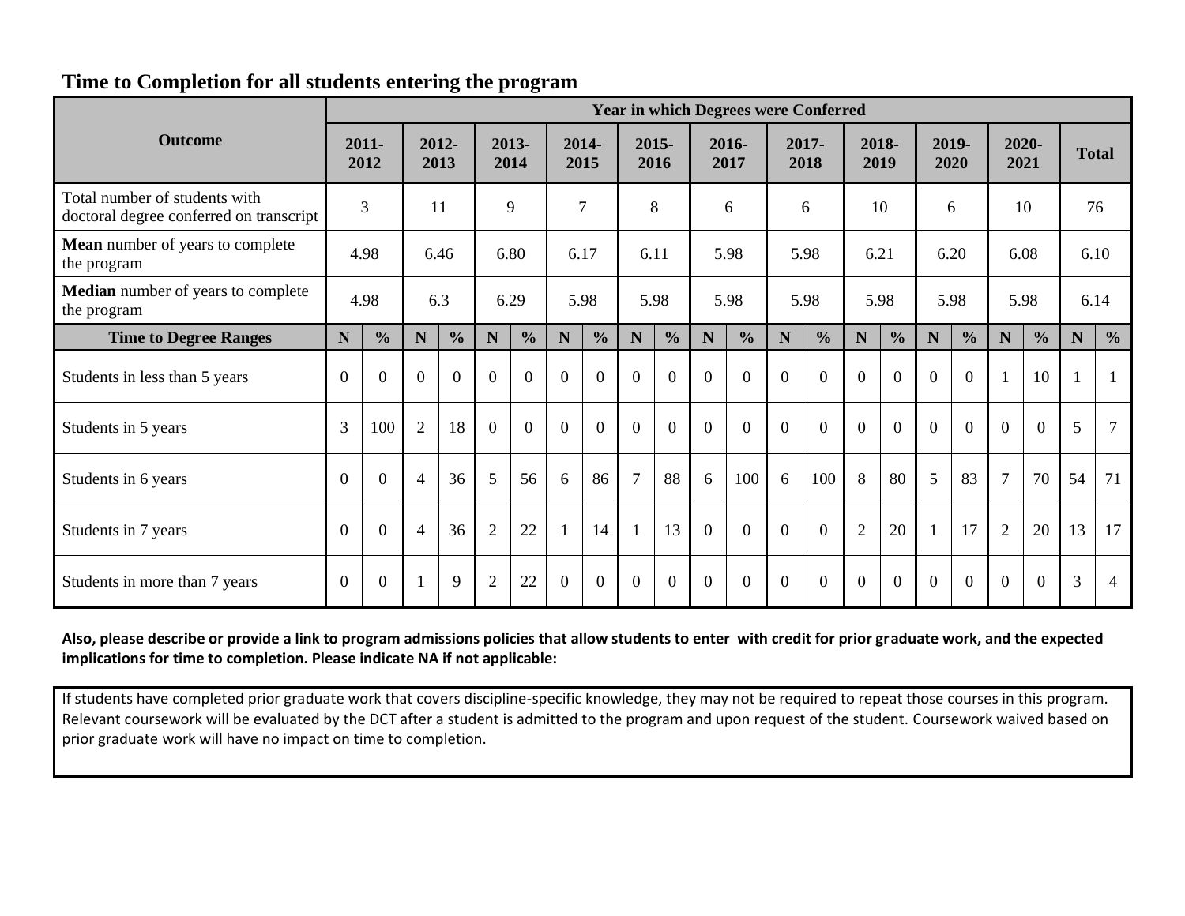## Time to Completion for all students entering the program

| Outcome | Year in which Degrees were Conferred | | | | | | | | | | | | | | | | | | | | | |
|---|---|---|---|---|---|---|---|---|---|---|---|---|---|---|---|---|---|---|---|---|---|---|
| | 2011-2012 | | 2012-2013 | | 2013-2014 | | 2014-2015 | | 2015-2016 | | 2016-2017 | | 2017-2018 | | 2018-2019 | | 2019-2020 | | 2020-2021 | | Total | |
| Total number of students with doctoral degree conferred on transcript | 3 | | 11 | | 9 | | 7 | | 8 | | 6 | | 6 | | 10 | | 6 | | 10 | | 76 | |
| **Mean** number of years to complete the program | 4.98 | | 6.46 | | 6.80 | | 6.17 | | 6.11 | | 5.98 | | 5.98 | | 6.21 | | 6.20 | | 6.08 | | 6.10 | |
| **Median** number of years to complete the program | 4.98 | | 6.3 | | 6.29 | | 5.98 | | 5.98 | | 5.98 | | 5.98 | | 5.98 | | 5.98 | | 5.98 | | 6.14 | |
| **Time to Degree Ranges** | **N** | **%** | **N** | **%** | **N** | **%** | **N** | **%** | **N** | **%** | **N** | **%** | **N** | **%** | **N** | **%** | **N** | **%** | **N** | **%** | **N** | **%** |
| Students in less than 5 years | 0 | 0 | 0 | 0 | 0 | 0 | 0 | 0 | 0 | 0 | 0 | 0 | 0 | 0 | 0 | 0 | 0 | 0 | 1 | 10 | 1 | 1 |
| Students in 5 years | 3 | 100 | 2 | 18 | 0 | 0 | 0 | 0 | 0 | 0 | 0 | 0 | 0 | 0 | 0 | 0 | 0 | 0 | 0 | 0 | 5 | 7 |
| Students in 6 years | 0 | 0 | 4 | 36 | 5 | 56 | 6 | 86 | 7 | 88 | 6 | 100 | 6 | 100 | 8 | 80 | 5 | 83 | 7 | 70 | 54 | 71 |
| Students in 7 years | 0 | 0 | 4 | 36 | 2 | 22 | 1 | 14 | 1 | 13 | 0 | 0 | 0 | 0 | 2 | 20 | 1 | 17 | 2 | 20 | 13 | 17 |
| Students in more than 7 years | 0 | 0 | 1 | 9 | 2 | 22 | 0 | 0 | 0 | 0 | 0 | 0 | 0 | 0 | 0 | 0 | 0 | 0 | 0 | 0 | 3 | 4 |

**Also, please describe or provide a link to program admissions policies that allow students to enter with credit for prior graduate work, and the expected implications for time to completion. Please indicate NA if not applicable:**

If students have completed prior graduate work that covers discipline-specific knowledge, they may not be required to repeat those courses in this program. Relevant coursework will be evaluated by the DCT after a student is admitted to the program and upon request of the student. Coursework waived based on prior graduate work will have no impact on time to completion.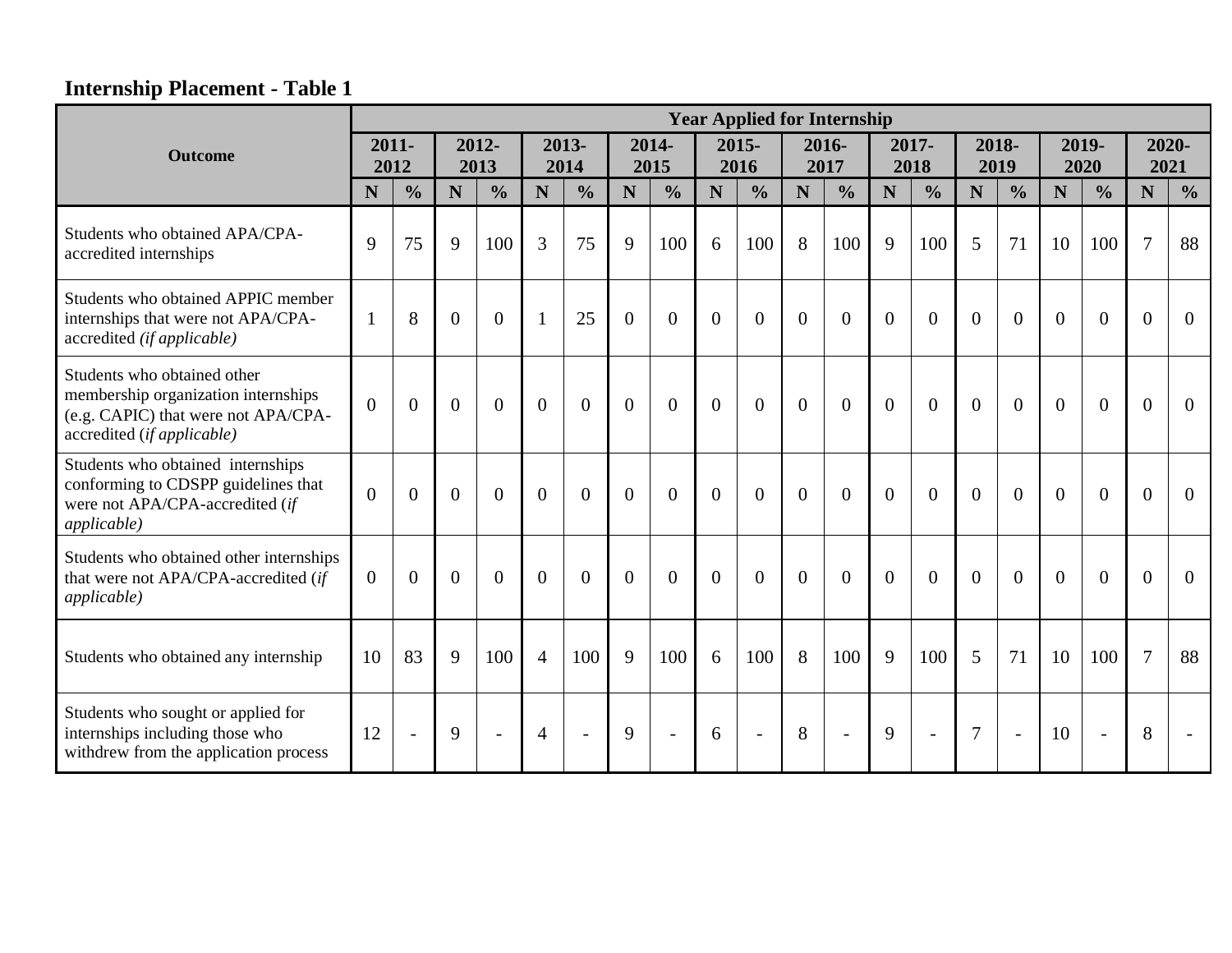## Internship Placement - Table 1

| Outcome | Year Applied for Internship | | | | | | | | | | | | | | | | | | | |
|---|---|---|---|---|---|---|---|---|---|---|---|---|---|---|---|---|---|---|---|---|
| | 2011-2012 | | 2012-2013 | | 2013-2014 | | 2014-2015 | | 2015-2016 | | 2016-2017 | | 2017-2018 | | 2018-2019 | | 2019-2020 | | 2020-2021 | |
| | N | % | N | % | N | % | N | % | N | % | N | % | N | % | N | % | N | % | N | % |
| Students who obtained APA/CPA-accredited internships | 9 | 75 | 9 | 100 | 3 | 75 | 9 | 100 | 6 | 100 | 8 | 100 | 9 | 100 | 5 | 71 | 10 | 100 | 7 | 88 |
| Students who obtained APPIC member internships that were not APA/CPA-accredited *(if applicable)* | 1 | 8 | 0 | 0 | 1 | 25 | 0 | 0 | 0 | 0 | 0 | 0 | 0 | 0 | 0 | 0 | 0 | 0 | 0 | 0 |
| Students who obtained other membership organization internships (e.g. CAPIC) that were not APA/CPA-accredited (*if applicable)* | 0 | 0 | 0 | 0 | 0 | 0 | 0 | 0 | 0 | 0 | 0 | 0 | 0 | 0 | 0 | 0 | 0 | 0 | 0 | 0 |
| Students who obtained internships conforming to CDSPP guidelines that were not APA/CPA-accredited (*if applicable)* | 0 | 0 | 0 | 0 | 0 | 0 | 0 | 0 | 0 | 0 | 0 | 0 | 0 | 0 | 0 | 0 | 0 | 0 | 0 | 0 |
| Students who obtained other internships that were not APA/CPA-accredited (*if applicable)* | 0 | 0 | 0 | 0 | 0 | 0 | 0 | 0 | 0 | 0 | 0 | 0 | 0 | 0 | 0 | 0 | 0 | 0 | 0 | 0 |
| Students who obtained any internship | 10 | 83 | 9 | 100 | 4 | 100 | 9 | 100 | 6 | 100 | 8 | 100 | 9 | 100 | 5 | 71 | 10 | 100 | 7 | 88 |
| Students who sought or applied for internships including those who withdrew from the application process | 12 | - | 9 | - | 4 | - | 9 | - | 6 | - | 8 | - | 9 | - | 7 | - | 10 | - | 8 | - |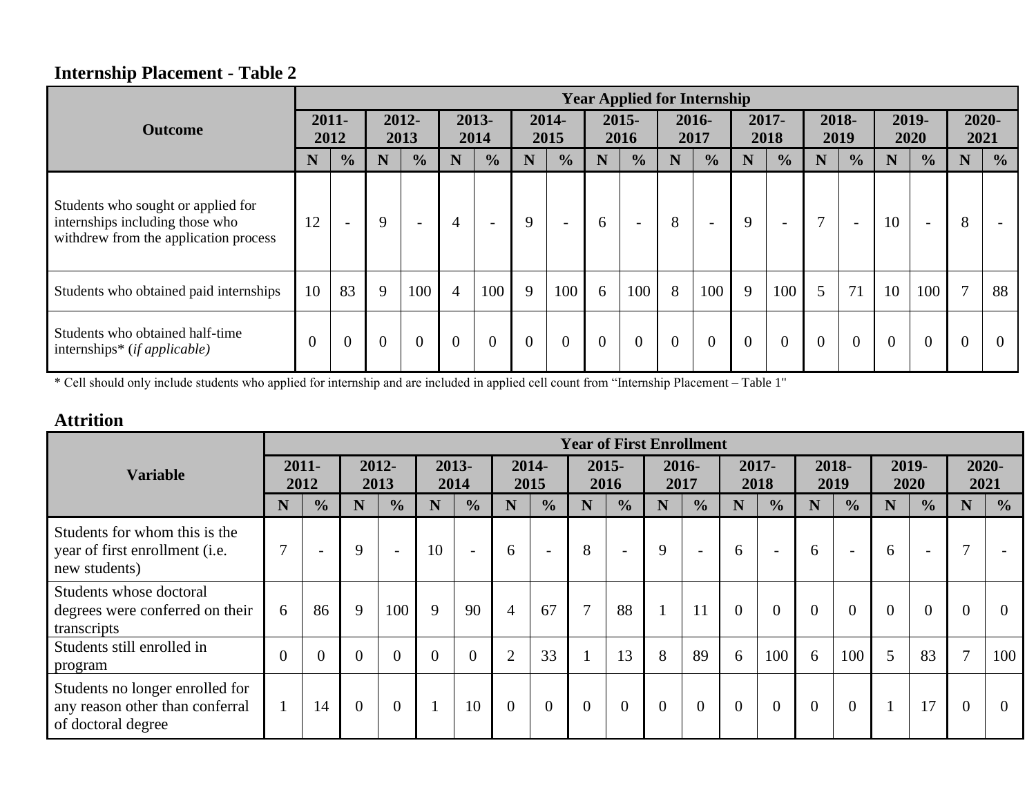## Internship Placement - Table 2

| Outcome | Year Applied for Internship | | | | | | | | | | | | | | | | | | | |
|---|---|---|---|---|---|---|---|---|---|---|---|---|---|---|---|---|---|---|---|---|
| | 2011-2012 | | 2012-2013 | | 2013-2014 | | 2014-2015 | | 2015-2016 | | 2016-2017 | | 2017-2018 | | 2018-2019 | | 2019-2020 | | 2020-2021 | |
| | N | % | N | % | N | % | N | % | N | % | N | % | N | % | N | % | N | % | N | % |
| Students who sought or applied for internships including those who withdrew from the application process | 12 | - | 9 | - | 4 | - | 9 | - | 6 | - | 8 | - | 9 | - | 7 | - | 10 | - | 8 | - |
| Students who obtained paid internships | 10 | 83 | 9 | 100 | 4 | 100 | 9 | 100 | 6 | 100 | 8 | 100 | 9 | 100 | 5 | 71 | 10 | 100 | 7 | 88 |
| Students who obtained half-time internships* (*if applicable)* | 0 | 0 | 0 | 0 | 0 | 0 | 0 | 0 | 0 | 0 | 0 | 0 | 0 | 0 | 0 | 0 | 0 | 0 | 0 | 0 |

* Cell should only include students who applied for internship and are included in applied cell count from "Internship Placement – Table 1"

## Attrition

| Variable | Year of First Enrollment | | | | | | | | | | | | | | | | | | | |
|---|---|---|---|---|---|---|---|---|---|---|---|---|---|---|---|---|---|---|---|---|
| | 2011-2012 | | 2012-2013 | | 2013-2014 | | 2014-2015 | | 2015-2016 | | 2016-2017 | | 2017-2018 | | 2018-2019 | | 2019-2020 | | 2020-2021 | |
| | N | % | N | % | N | % | N | % | N | % | N | % | N | % | N | % | N | % | N | % |
| Students for whom this is the year of first enrollment (i.e. new students) | 7 | - | 9 | - | 10 | - | 6 | - | 8 | - | 9 | - | 6 | - | 6 | - | 6 | - | 7 | - |
| Students whose doctoral degrees were conferred on their transcripts | 6 | 86 | 9 | 100 | 9 | 90 | 4 | 67 | 7 | 88 | 1 | 11 | 0 | 0 | 0 | 0 | 0 | 0 | 0 | 0 |
| Students still enrolled in program | 0 | 0 | 0 | 0 | 0 | 0 | 2 | 33 | 1 | 13 | 8 | 89 | 6 | 100 | 6 | 100 | 5 | 83 | 7 | 100 |
| Students no longer enrolled for any reason other than conferral of doctoral degree | 1 | 14 | 0 | 0 | 1 | 10 | 0 | 0 | 0 | 0 | 0 | 0 | 0 | 0 | 0 | 0 | 1 | 17 | 0 | 0 |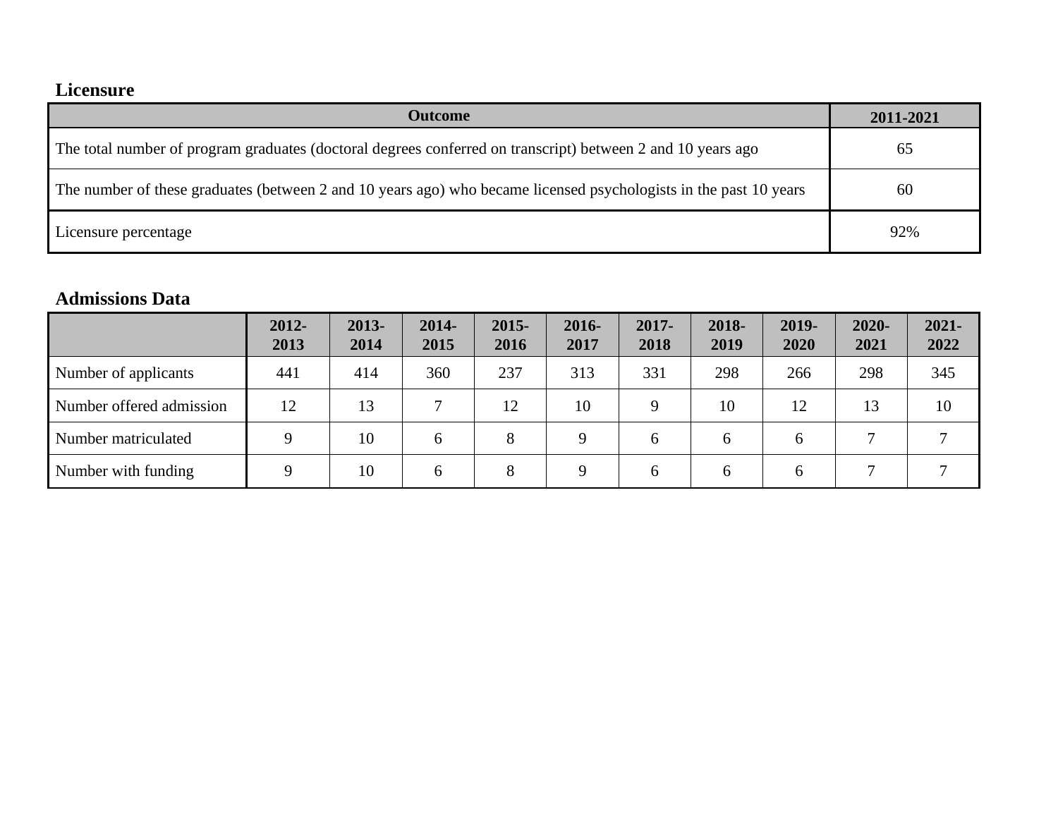## Licensure

| Outcome | 2011-2021 |
|---|---|
| The total number of program graduates (doctoral degrees conferred on transcript) between 2 and 10 years ago | 65 |
| The number of these graduates (between 2 and 10 years ago) who became licensed psychologists in the past 10 years | 60 |
| Licensure percentage | 92% |

## Admissions Data

| | 2012-2013 | 2013-2014 | 2014-2015 | 2015-2016 | 2016-2017 | 2017-2018 | 2018-2019 | 2019-2020 | 2020-2021 | 2021-2022 |
|---|---|---|---|---|---|---|---|---|---|---|
| Number of applicants | 441 | 414 | 360 | 237 | 313 | 331 | 298 | 266 | 298 | 345 |
| Number offered admission | 12 | 13 | 7 | 12 | 10 | 9 | 10 | 12 | 13 | 10 |
| Number matriculated | 9 | 10 | 6 | 8 | 9 | 6 | 6 | 6 | 7 | 7 |
| Number with funding | 9 | 10 | 6 | 8 | 9 | 6 | 6 | 6 | 7 | 7 |